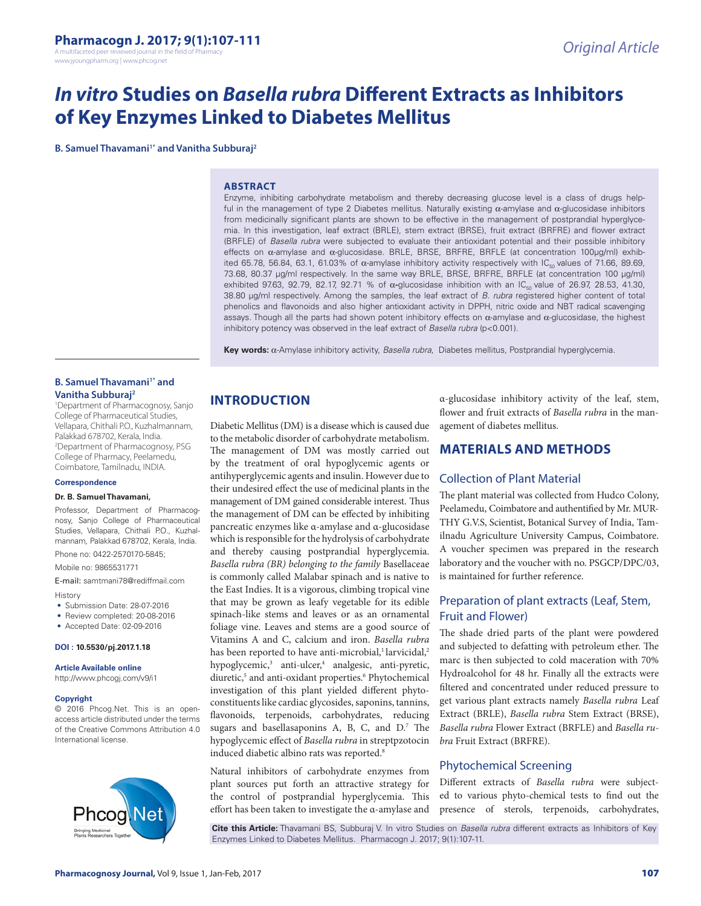# *In vitro* Studies on *Basella rubra* Different Extracts as Inhibitors of Key Enzymes Linked to Diabetes Mellitus

**B. Samuel Thavamani[1*] and Vanitha Subburaj[2]**

## ABSTRACT

Enzyme, inhibiting carbohydrate metabolism and thereby decreasing glucose level is a class of drugs helpful in the management of type 2 Diabetes mellitus. Naturally existing α-amylase and α-glucosidase inhibitors from medicinally significant plants are shown to be effective in the management of postprandial hyperglycemia. In this investigation, leaf extract (BRLE), stem extract (BRSE), fruit extract (BRFRE) and flower extract (BRFLE) of *Basella rubra* were subjected to evaluate their antioxidant potential and their possible inhibitory effects on α-amylase and α-glucosidase. BRLE, BRSE, BRFRE, BRFLE (at concentration 100µg/ml) exhibited 65.78, 56.84, 63.1, 61.03% of α-amylase inhibitory activity respectively with $IC_{50}$ values of 71.66, 89.69, 73.68, 80.37 µg/ml respectively. In the same way BRLE, BRSE, BRFRE, BRFLE (at concentration 100 µg/ml) exhibited 97.63, 92.79, 82.17, 92.71 % of α-glucosidase inhibition with an $IC_{50}$ value of 26.97, 28.53, 41.30, 38.80 µg/ml respectively. Among the samples, the leaf extract of *B. rubra* registered higher content of total phenolics and flavonoids and also higher antioxidant activity in DPPH, nitric oxide and NBT radical scavenging assays. Though all the parts had shown potent inhibitory effects on α-amylase and α-glucosidase, the highest inhibitory potency was observed in the leaf extract of *Basella rubra* ($p<0.001$).

**Key words:** α-Amylase inhibitory activity, *Basella rubra*, Diabetes mellitus, Postprandial hyperglycemia.

**B. Samuel Thavamani[1*] and Vanitha Subburaj[2]**

[1]Department of Pharmacognosy, Sanjo College of Pharmaceutical Studies, Vellapara, Chithali P.O., Kuzhalmannam, Palakkad 678702, Kerala, India.
[2]Department of Pharmacognosy, PSG College of Pharmacy, Peelamedu, Coimbatore, Tamilnadu, INDIA.

**Correspondence**

**Dr. B. Samuel Thavamani,**

Professor, Department of Pharmacognosy, Sanjo College of Pharmaceutical Studies, Vellapara, Chithali P.O., Kuzhalmannam, Palakkad 678702, Kerala, India.

Phone no: 0422-2570170-5845;

Mobile no: 9865531771

E-mail: samtmani78@rediffmail.com

History
- Submission Date: 28-07-2016
- Review completed: 20-08-2016
- Accepted Date: 02-09-2016

**DOI : 10.5530/pj.2017.1.18**

**Article Available online**
http://www.phcogj.com/v9/i1

**Copyright**
© 2016 Phcog.Net. This is an open-access article distributed under the terms of the Creative Commons Attribution 4.0 International license.

## INTRODUCTION

Diabetic Mellitus (DM) is a disease which is caused due to the metabolic disorder of carbohydrate metabolism. The management of DM was mostly carried out by the treatment of oral hypoglycemic agents or antihyperglycemic agents and insulin. However due to their undesired effect the use of medicinal plants in the management of DM gained considerable interest. Thus the management of DM can be effected by inhibiting pancreatic enzymes like α-amylase and α-glucosidase which is responsible for the hydrolysis of carbohydrate and thereby causing postprandial hyperglycemia. *Basella rubra (BR) belonging to the family* Basellaceae is commonly called Malabar spinach and is native to the East Indies. It is a vigorous, climbing tropical vine that may be grown as leafy vegetable for its edible spinach-like stems and leaves or as an ornamental foliage vine. Leaves and stems are a good source of Vitamins A and C, calcium and iron. *Basella rubra* has been reported to have anti-microbial,[1] larvicidal,[2] hypoglycemic,[3] anti-ulcer,[4] analgesic, anti-pyretic, diuretic,[5] and anti-oxidant properties.[6] Phytochemical investigation of this plant yielded different phytoconstituents like cardiac glycosides, saponins, tannins, flavonoids, terpenoids, carbohydrates, reducing sugars and basellasaponins A, B, C, and D.[7] The hypoglycemic effect of *Basella rubra* in streptpzotocin induced diabetic albino rats was reported.[8]

Natural inhibitors of carbohydrate enzymes from plant sources put forth an attractive strategy for the control of postprandial hyperglycemia. This effort has been taken to investigate the α-amylase and α-glucosidase inhibitory activity of the leaf, stem, flower and fruit extracts of *Basella rubra* in the management of diabetes mellitus.

## MATERIALS AND METHODS

### Collection of Plant Material

The plant material was collected from Hudco Colony, Peelamedu, Coimbatore and authentified by Mr. MURTHY G.V.S, Scientist, Botanical Survey of India, Tamilnadu Agriculture University Campus, Coimbatore. A voucher specimen was prepared in the research laboratory and the voucher with no. PSGCP/DPC/03, is maintained for further reference.

### Preparation of plant extracts (Leaf, Stem, Fruit and Flower)

The shade dried parts of the plant were powdered and subjected to defatting with petroleum ether. The marc is then subjected to cold maceration with 70% Hydroalcohol for 48 hr. Finally all the extracts were filtered and concentrated under reduced pressure to get various plant extracts namely *Basella rubra* Leaf Extract (BRLE), *Basella rubra* Stem Extract (BRSE), *Basella rubra* Flower Extract (BRFLE) and *Basella rubra* Fruit Extract (BRFRE).

### Phytochemical Screening

Different extracts of *Basella rubra* were subjected to various phyto-chemical tests to find out the presence of sterols, terpenoids, carbohydrates,

**Cite this Article:** Thavamani BS, Subburaj V. In vitro Studies on *Basella rubra* different extracts as Inhibitors of Key Enzymes Linked to Diabetes Mellitus. Pharmacogn J. 2017; 9(1):107-11.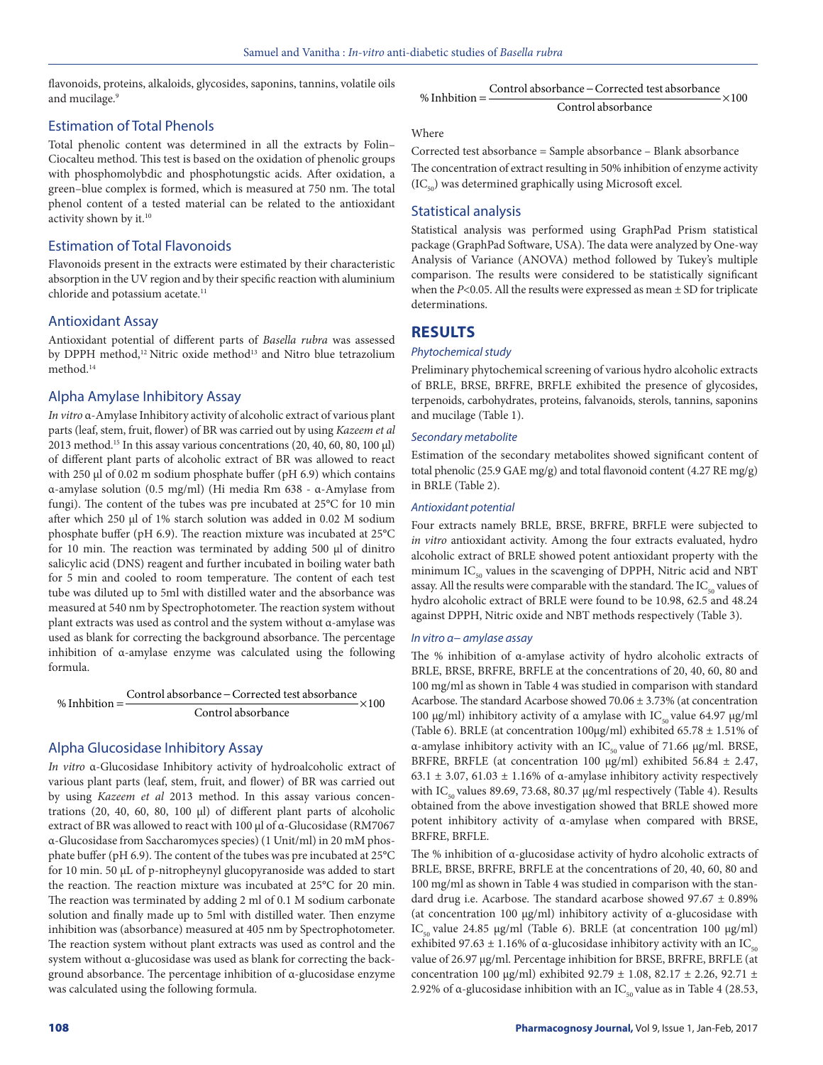flavonoids, proteins, alkaloids, glycosides, saponins, tannins, volatile oils and mucilage.[9]

## Estimation of Total Phenols

Total phenolic content was determined in all the extracts by Folin–Ciocalteu method. This test is based on the oxidation of phenolic groups with phosphomolybdic and phosphotungstic acids. After oxidation, a green–blue complex is formed, which is measured at 750 nm. The total phenol content of a tested material can be related to the antioxidant activity shown by it.[10]

## Estimation of Total Flavonoids

Flavonoids present in the extracts were estimated by their characteristic absorption in the UV region and by their specific reaction with aluminium chloride and potassium acetate.[11]

## Antioxidant Assay

Antioxidant potential of different parts of *Basella rubra* was assessed by DPPH method,[12] Nitric oxide method[13] and Nitro blue tetrazolium method.[14]

## Alpha Amylase Inhibitory Assay

*In vitro* α-Amylase Inhibitory activity of alcoholic extract of various plant parts (leaf, stem, fruit, flower) of BR was carried out by using *Kazeem et al* 2013 method.[15] In this assay various concentrations (20, 40, 60, 80, 100 µl) of different plant parts of alcoholic extract of BR was allowed to react with 250 µl of 0.02 m sodium phosphate buffer (pH 6.9) which contains α-amylase solution (0.5 mg/ml) (Hi media Rm 638 - α-Amylase from fungi). The content of the tubes was pre incubated at 25°C for 10 min after which 250 µl of 1% starch solution was added in 0.02 M sodium phosphate buffer (pH 6.9). The reaction mixture was incubated at 25°C for 10 min. The reaction was terminated by adding 500 µl of dinitro salicylic acid (DNS) reagent and further incubated in boiling water bath for 5 min and cooled to room temperature. The content of each test tube was diluted up to 5ml with distilled water and the absorbance was measured at 540 nm by Spectrophotometer. The reaction system without plant extracts was used as control and the system without α-amylase was used as blank for correcting the background absorbance. The percentage inhibition of α-amylase enzyme was calculated using the following formula.

$$\% \text{ Inhbition} = \frac{\text{Control absorbance} - \text{Corrected test absorbance}}{\text{Control absorbance}} \times 100$$

## Alpha Glucosidase Inhibitory Assay

*In vitro* α-Glucosidase Inhibitory activity of hydroalcoholic extract of various plant parts (leaf, stem, fruit, and flower) of BR was carried out by using *Kazeem et al* 2013 method. In this assay various concentrations (20, 40, 60, 80, 100 µl) of different plant parts of alcoholic extract of BR was allowed to react with 100 µl of α-Glucosidase (RM7067 α-Glucosidase from Saccharomyces species) (1 Unit/ml) in 20 mM phosphate buffer (pH 6.9). The content of the tubes was pre incubated at 25°C for 10 min. 50 µL of p-nitropheynyl glucopyranoside was added to start the reaction. The reaction mixture was incubated at 25°C for 20 min. The reaction was terminated by adding 2 ml of 0.1 M sodium carbonate solution and finally made up to 5ml with distilled water. Then enzyme inhibition was (absorbance) measured at 405 nm by Spectrophotometer. The reaction system without plant extracts was used as control and the system without α-glucosidase was used as blank for correcting the background absorbance. The percentage inhibition of α-glucosidase enzyme was calculated using the following formula.

$$\% \text{ Inhbition} = \frac{\text{Control absorbance} - \text{Corrected test absorbance}}{\text{Control absorbance}} \times 100$$

Where

Corrected test absorbance = Sample absorbance – Blank absorbance

The concentration of extract resulting in 50% inhibition of enzyme activity ($IC_{50}$) was determined graphically using Microsoft excel.

## Statistical analysis

Statistical analysis was performed using GraphPad Prism statistical package (GraphPad Software, USA). The data were analyzed by One-way Analysis of Variance (ANOVA) method followed by Tukey's multiple comparison. The results were considered to be statistically significant when the $P<0.05$. All the results were expressed as mean ± SD for triplicate determinations.

# RESULTS

### *Phytochemical study*

Preliminary phytochemical screening of various hydro alcoholic extracts of BRLE, BRSE, BRFRE, BRFLE exhibited the presence of glycosides, terpenoids, carbohydrates, proteins, falvanoids, sterols, tannins, saponins and mucilage (Table 1).

### *Secondary metabolite*

Estimation of the secondary metabolites showed significant content of total phenolic (25.9 GAE mg/g) and total flavonoid content (4.27 RE mg/g) in BRLE (Table 2).

### *Antioxidant potential*

Four extracts namely BRLE, BRSE, BRFRE, BRFLE were subjected to *in vitro* antioxidant activity. Among the four extracts evaluated, hydro alcoholic extract of BRLE showed potent antioxidant property with the minimum $IC_{50}$ values in the scavenging of DPPH, Nitric acid and NBT assay. All the results were comparable with the standard. The $IC_{50}$ values of hydro alcoholic extract of BRLE were found to be 10.98, 62.5 and 48.24 against DPPH, Nitric oxide and NBT methods respectively (Table 3).

### *In vitro α– amylase assay*

The % inhibition of α-amylase activity of hydro alcoholic extracts of BRLE, BRSE, BRFRE, BRFLE at the concentrations of 20, 40, 60, 80 and 100 mg/ml as shown in Table 4 was studied in comparison with standard Acarbose. The standard Acarbose showed 70.06 ± 3.73% (at concentration 100 µg/ml) inhibitory activity of α amylase with $IC_{50}$ value 64.97 µg/ml (Table 6). BRLE (at concentration 100µg/ml) exhibited 65.78 ± 1.51% of α-amylase inhibitory activity with an $IC_{50}$ value of 71.66 µg/ml. BRSE, BRFRE, BRFLE (at concentration 100 µg/ml) exhibited 56.84 ± 2.47, 63.1 ± 3.07, 61.03 ± 1.16% of α-amylase inhibitory activity respectively with $IC_{50}$ values 89.69, 73.68, 80.37 µg/ml respectively (Table 4). Results obtained from the above investigation showed that BRLE showed more potent inhibitory activity of α-amylase when compared with BRSE, BRFRE, BRFLE.

The % inhibition of α-glucosidase activity of hydro alcoholic extracts of BRLE, BRSE, BRFRE, BRFLE at the concentrations of 20, 40, 60, 80 and 100 mg/ml as shown in Table 4 was studied in comparison with the standard drug i.e. Acarbose. The standard acarbose showed 97.67 ± 0.89% (at concentration 100 µg/ml) inhibitory activity of α-glucosidase with $IC_{50}$ value 24.85 µg/ml (Table 6). BRLE (at concentration 100 µg/ml) exhibited 97.63 ± 1.16% of α-glucosidase inhibitory activity with an $IC_{50}$ value of 26.97 µg/ml. Percentage inhibition for BRSE, BRFRE, BRFLE (at concentration 100 µg/ml) exhibited 92.79 ± 1.08, 82.17 ± 2.26, 92.71 ± 2.92% of α-glucosidase inhibition with an $IC_{50}$ value as in Table 4 (28.53,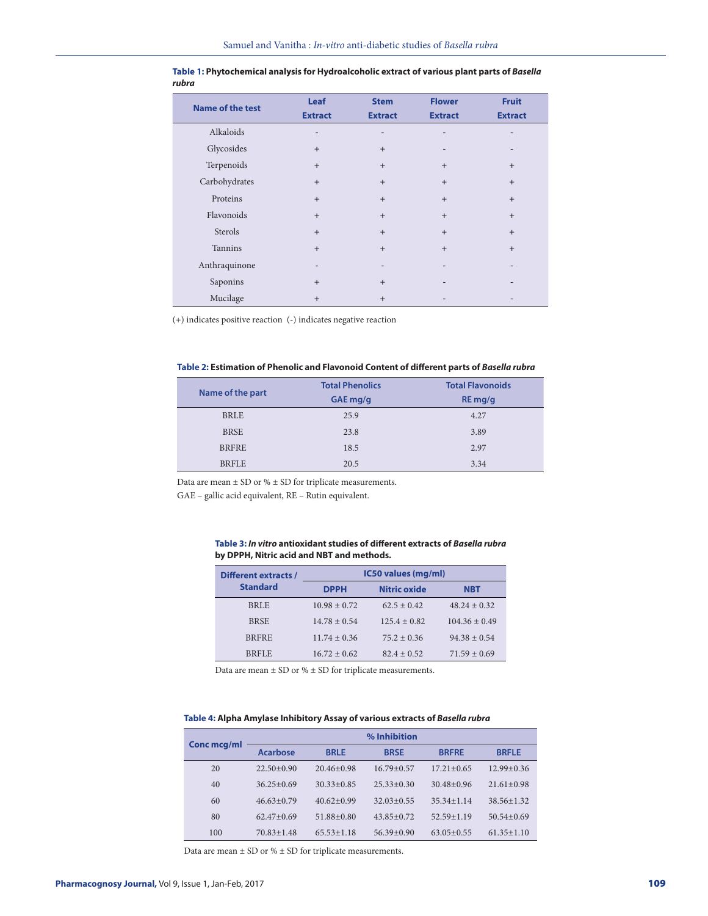**Table 1: Phytochemical analysis for Hydroalcoholic extract of various plant parts of *Basella rubra***

| Name of the test | Leaf Extract | Stem Extract | Flower Extract | Fruit Extract |
|---|---|---|---|---|
| Alkaloids | - | - | - | - |
| Glycosides | + | + | - | - |
| Terpenoids | + | + | + | + |
| Carbohydrates | + | + | + | + |
| Proteins | + | + | + | + |
| Flavonoids | + | + | + | + |
| Sterols | + | + | + | + |
| Tannins | + | + | + | + |
| Anthraquinone | - | - | - | - |
| Saponins | + | + | - | - |
| Mucilage | + | + | - | - |

(+) indicates positive reaction (-) indicates negative reaction

**Table 2: Estimation of Phenolic and Flavonoid Content of different parts of *Basella rubra***

| Name of the part | Total Phenolics GAE mg/g | Total Flavonoids RE mg/g |
|---|---|---|
| BRLE | 25.9 | 4.27 |
| BRSE | 23.8 | 3.89 |
| BRFRE | 18.5 | 2.97 |
| BRFLE | 20.5 | 3.34 |

Data are mean ± SD or % ± SD for triplicate measurements.

GAE – gallic acid equivalent, RE – Rutin equivalent.

**Table 3: *In vitro* antioxidant studies of different extracts of *Basella rubra* by DPPH, Nitric acid and NBT and methods.**

| Different extracts / Standard | IC50 values (mg/ml) | | |
|---|---|---|---|
| | DPPH | Nitric oxide | NBT |
| BRLE | 10.98 ± 0.72 | 62.5 ± 0.42 | 48.24 ± 0.32 |
| BRSE | 14.78 ± 0.54 | 125.4 ± 0.82 | 104.36 ± 0.49 |
| BRFRE | 11.74 ± 0.36 | 75.2 ± 0.36 | 94.38 ± 0.54 |
| BRFLE | 16.72 ± 0.62 | 82.4 ± 0.52 | 71.59 ± 0.69 |

Data are mean ± SD or % ± SD for triplicate measurements.

**Table 4: Alpha Amylase Inhibitory Assay of various extracts of *Basella rubra***

| Conc mcg/ml | % Inhibition | | | | |
|---|---|---|---|---|---|
| | Acarbose | BRLE | BRSE | BRFRE | BRFLE |
| 20 | 22.50±0.90 | 20.46±0.98 | 16.79±0.57 | 17.21±0.65 | 12.99±0.36 |
| 40 | 36.25±0.69 | 30.33±0.85 | 25.33±0.30 | 30.48±0.96 | 21.61±0.98 |
| 60 | 46.63±0.79 | 40.62±0.99 | 32.03±0.55 | 35.34±1.14 | 38.56±1.32 |
| 80 | 62.47±0.69 | 51.88±0.80 | 43.85±0.72 | 52.59±1.19 | 50.54±0.69 |
| 100 | 70.83±1.48 | 65.53±1.18 | 56.39±0.90 | 63.05±0.55 | 61.35±1.10 |

Data are mean ± SD or % ± SD for triplicate measurements.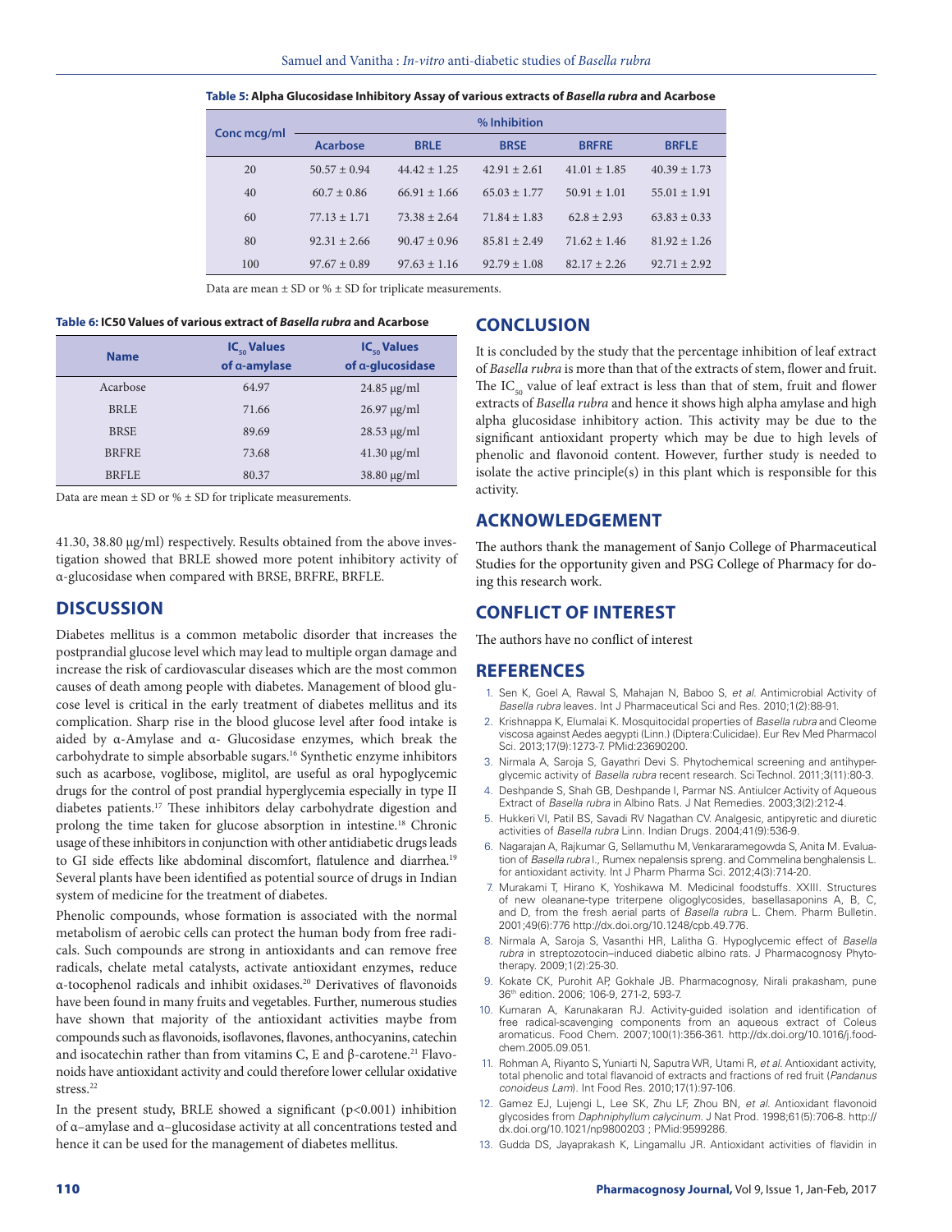**Table 5: Alpha Glucosidase Inhibitory Assay of various extracts of *Basella rubra* and Acarbose**

| Conc mcg/ml | % Inhibition | | | | |
|---|---|---|---|---|---|
| | Acarbose | BRLE | BRSE | BRFRE | BRFLE |
| 20 | 50.57 ± 0.94 | 44.42 ± 1.25 | 42.91 ± 2.61 | 41.01 ± 1.85 | 40.39 ± 1.73 |
| 40 | 60.7 ± 0.86 | 66.91 ± 1.66 | 65.03 ± 1.77 | 50.91 ± 1.01 | 55.01 ± 1.91 |
| 60 | 77.13 ± 1.71 | 73.38 ± 2.64 | 71.84 ± 1.83 | 62.8 ± 2.93 | 63.83 ± 0.33 |
| 80 | 92.31 ± 2.66 | 90.47 ± 0.96 | 85.81 ± 2.49 | 71.62 ± 1.46 | 81.92 ± 1.26 |
| 100 | 97.67 ± 0.89 | 97.63 ± 1.16 | 92.79 ± 1.08 | 82.17 ± 2.26 | 92.71 ± 2.92 |

Data are mean ± SD or % ± SD for triplicate measurements.

**Table 6: IC50 Values of various extract of *Basella rubra* and Acarbose**

| Name | $IC_{50}$ Values of α-amylase | $IC_{50}$ Values of α-glucosidase |
|---|---|---|
| Acarbose | 64.97 | 24.85 µg/ml |
| BRLE | 71.66 | 26.97 µg/ml |
| BRSE | 89.69 | 28.53 µg/ml |
| BRFRE | 73.68 | 41.30 µg/ml |
| BRFLE | 80.37 | 38.80 µg/ml |

Data are mean ± SD or % ± SD for triplicate measurements.

41.30, 38.80 µg/ml) respectively. Results obtained from the above investigation showed that BRLE showed more potent inhibitory activity of α-glucosidase when compared with BRSE, BRFRE, BRFLE.

## DISCUSSION

Diabetes mellitus is a common metabolic disorder that increases the postprandial glucose level which may lead to multiple organ damage and increase the risk of cardiovascular diseases which are the most common causes of death among people with diabetes. Management of blood glucose level is critical in the early treatment of diabetes mellitus and its complication. Sharp rise in the blood glucose level after food intake is aided by α-Amylase and α- Glucosidase enzymes, which break the carbohydrate to simple absorbable sugars.[16] Synthetic enzyme inhibitors such as acarbose, voglibose, miglitol, are useful as oral hypoglycemic drugs for the control of post prandial hyperglycemia especially in type II diabetes patients.[17] These inhibitors delay carbohydrate digestion and prolong the time taken for glucose absorption in intestine.[18] Chronic usage of these inhibitors in conjunction with other antidiabetic drugs leads to GI side effects like abdominal discomfort, flatulence and diarrhea.[19] Several plants have been identified as potential source of drugs in Indian system of medicine for the treatment of diabetes.

Phenolic compounds, whose formation is associated with the normal metabolism of aerobic cells can protect the human body from free radicals. Such compounds are strong in antioxidants and can remove free radicals, chelate metal catalysts, activate antioxidant enzymes, reduce α-tocophenol radicals and inhibit oxidases.[20] Derivatives of flavonoids have been found in many fruits and vegetables. Further, numerous studies have shown that majority of the antioxidant activities maybe from compounds such as flavonoids, isoflavones, flavones, anthocyanins, catechin and isocatechin rather than from vitamins C, E and β-carotene.[21] Flavonoids have antioxidant activity and could therefore lower cellular oxidative stress.[22]

In the present study, BRLE showed a significant ($p<0.001$) inhibition of α–amylase and α–glucosidase activity at all concentrations tested and hence it can be used for the management of diabetes mellitus.

## CONCLUSION

It is concluded by the study that the percentage inhibition of leaf extract of *Basella rubra* is more than that of the extracts of stem, flower and fruit. The $IC_{50}$ value of leaf extract is less than that of stem, fruit and flower extracts of *Basella rubra* and hence it shows high alpha amylase and high alpha glucosidase inhibitory action. This activity may be due to the significant antioxidant property which may be due to high levels of phenolic and flavonoid content. However, further study is needed to isolate the active principle(s) in this plant which is responsible for this activity.

## ACKNOWLEDGEMENT

The authors thank the management of Sanjo College of Pharmaceutical Studies for the opportunity given and PSG College of Pharmacy for doing this research work.

## CONFLICT OF INTEREST

The authors have no conflict of interest

## REFERENCES

1. Sen K, Goel A, Rawal S, Mahajan N, Baboo S, *et al.* Antimicrobial Activity of *Basella rubra* leaves. Int J Pharmaceutical Sci and Res. 2010;1(2):88-91.
2. Krishnappa K, Elumalai K. Mosquitocidal properties of *Basella rubra* and Cleome viscosa against Aedes aegypti (Linn.) (Diptera:Culicidae). Eur Rev Med Pharmacol Sci. 2013;17(9):1273-7. PMid:23690200.
3. Nirmala A, Saroja S, Gayathri Devi S. Phytochemical screening and antihyperglycemic activity of *Basella rubra* recent research. Sci Technol. 2011;3(11):80-3.
4. Deshpande S, Shah GB, Deshpande I, Parmar NS. Antiulcer Activity of Aqueous Extract of *Basella rubra* in Albino Rats. J Nat Remedies. 2003;3(2):212-4.
5. Hukkeri VI, Patil BS, Savadi RV Nagathan CV. Analgesic, antipyretic and diuretic activities of *Basella rubra* Linn. Indian Drugs. 2004;41(9):536-9.
6. Nagarajan A, Rajkumar G, Sellamuthu M, Venkararamegowda S, Anita M. Evaluation of *Basella rubra* l., Rumex nepalensis spreng. and Commelina benghalensis L. for antioxidant activity. Int J Pharm Pharma Sci. 2012;4(3):714-20.
7. Murakami T, Hirano K, Yoshikawa M. Medicinal foodstuffs. XXIII. Structures of new oleanane-type triterpene oligoglycosides, basellasaponins A, B, C, and D, from the fresh aerial parts of *Basella rubra* L. Chem. Pharm Bulletin. 2001;49(6):776 http://dx.doi.org/10.1248/cpb.49.776.
8. Nirmala A, Saroja S, Vasanthi HR, Lalitha G. Hypoglycemic effect of *Basella rubra* in streptozotocin–induced diabetic albino rats. J Pharmacognosy Phytotherapy. 2009;1(2):25-30.
9. Kokate CK, Purohit AP, Gokhale JB. Pharmacognosy, Nirali prakasham, pune 36th edition. 2006; 106-9, 271-2, 593-7.
10. Kumaran A, Karunakaran RJ. Activity-guided isolation and identification of free radical-scavenging components from an aqueous extract of Coleus aromaticus. Food Chem. 2007;100(1):356-361. http://dx.doi.org/10.1016/j.foodchem.2005.09.051.
11. Rohman A, Riyanto S, Yuniarti N, Saputra WR, Utami R, *et al.* Antioxidant activity, total phenolic and total flavanoid of extracts and fractions of red fruit (*Pandanus conoideus Lam*). Int Food Res. 2010;17(1):97-106.
12. Gamez EJ, Lujengi L, Lee SK, Zhu LF, Zhou BN, *et al.* Antioxidant flavonoid glycosides from *Daphniphyllum calycinum*. J Nat Prod. 1998;61(5):706-8. http://dx.doi.org/10.1021/np9800203 ; PMid:9599286.
13. Gudda DS, Jayaprakash K, Lingamallu JR. Antioxidant activities of flavidin in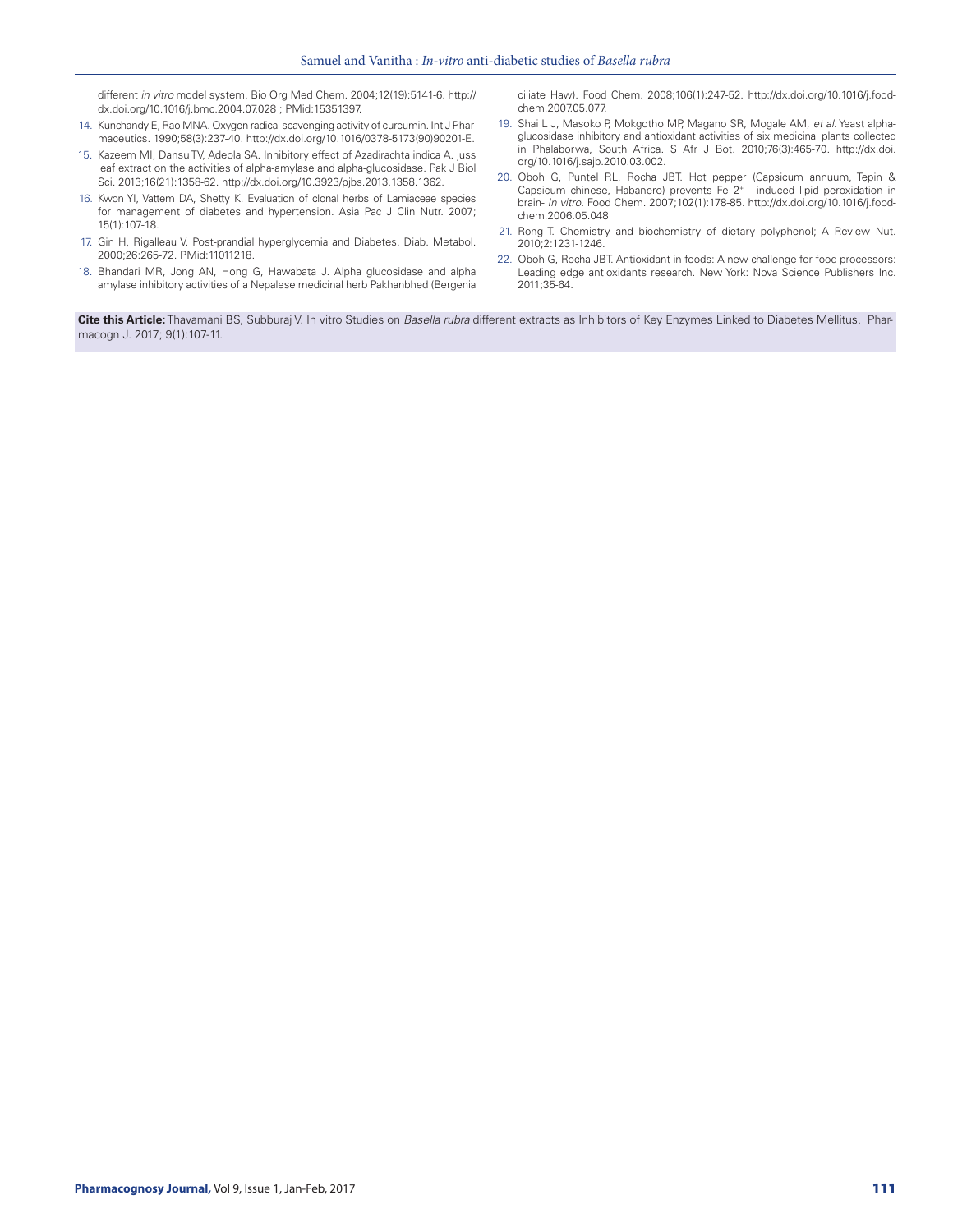different *in vitro* model system. Bio Org Med Chem. 2004;12(19):5141-6. http://dx.doi.org/10.1016/j.bmc.2004.07.028 ; PMid:15351397.

14. Kunchandy E, Rao MNA. Oxygen radical scavenging activity of curcumin. Int J Pharmaceutics. 1990;58(3):237-40. http://dx.doi.org/10.1016/0378-5173(90)90201-E.
15. Kazeem MI, Dansu TV, Adeola SA. Inhibitory effect of Azadirachta indica A. juss leaf extract on the activities of alpha-amylase and alpha-glucosidase. Pak J Biol Sci. 2013;16(21):1358-62. http://dx.doi.org/10.3923/pjbs.2013.1358.1362.
16. Kwon YI, Vattem DA, Shetty K. Evaluation of clonal herbs of Lamiaceae species for management of diabetes and hypertension. Asia Pac J Clin Nutr. 2007; 15(1):107-18.
17. Gin H, Rigalleau V. Post-prandial hyperglycemia and Diabetes. Diab. Metabol. 2000;26:265-72. PMid:11011218.
18. Bhandari MR, Jong AN, Hong G, Hawabata J. Alpha glucosidase and alpha amylase inhibitory activities of a Nepalese medicinal herb Pakhanbhed (Bergenia ciliate Haw). Food Chem. 2008;106(1):247-52. http://dx.doi.org/10.1016/j.foodchem.2007.05.077.
19. Shai L J, Masoko P, Mokgotho MP, Magano SR, Mogale AM, *et al.* Yeast alpha-glucosidase inhibitory and antioxidant activities of six medicinal plants collected in Phalaborwa, South Africa. S Afr J Bot. 2010;76(3):465-70. http://dx.doi.org/10.1016/j.sajb.2010.03.002.
20. Oboh G, Puntel RL, Rocha JBT. Hot pepper (Capsicum annuum, Tepin & Capsicum chinese, Habanero) prevents Fe $2^{+}$ - induced lipid peroxidation in brain- *In vitro*. Food Chem. 2007;102(1):178-85. http://dx.doi.org/10.1016/j.foodchem.2006.05.048
21. Rong T. Chemistry and biochemistry of dietary polyphenol; A Review Nut. 2010;2:1231-1246.
22. Oboh G, Rocha JBT. Antioxidant in foods: A new challenge for food processors: Leading edge antioxidants research. New York: Nova Science Publishers Inc. 2011;35-64.

**Cite this Article:** Thavamani BS, Subburaj V. In vitro Studies on *Basella rubra* different extracts as Inhibitors of Key Enzymes Linked to Diabetes Mellitus. Pharmacogn J. 2017; 9(1):107-11.